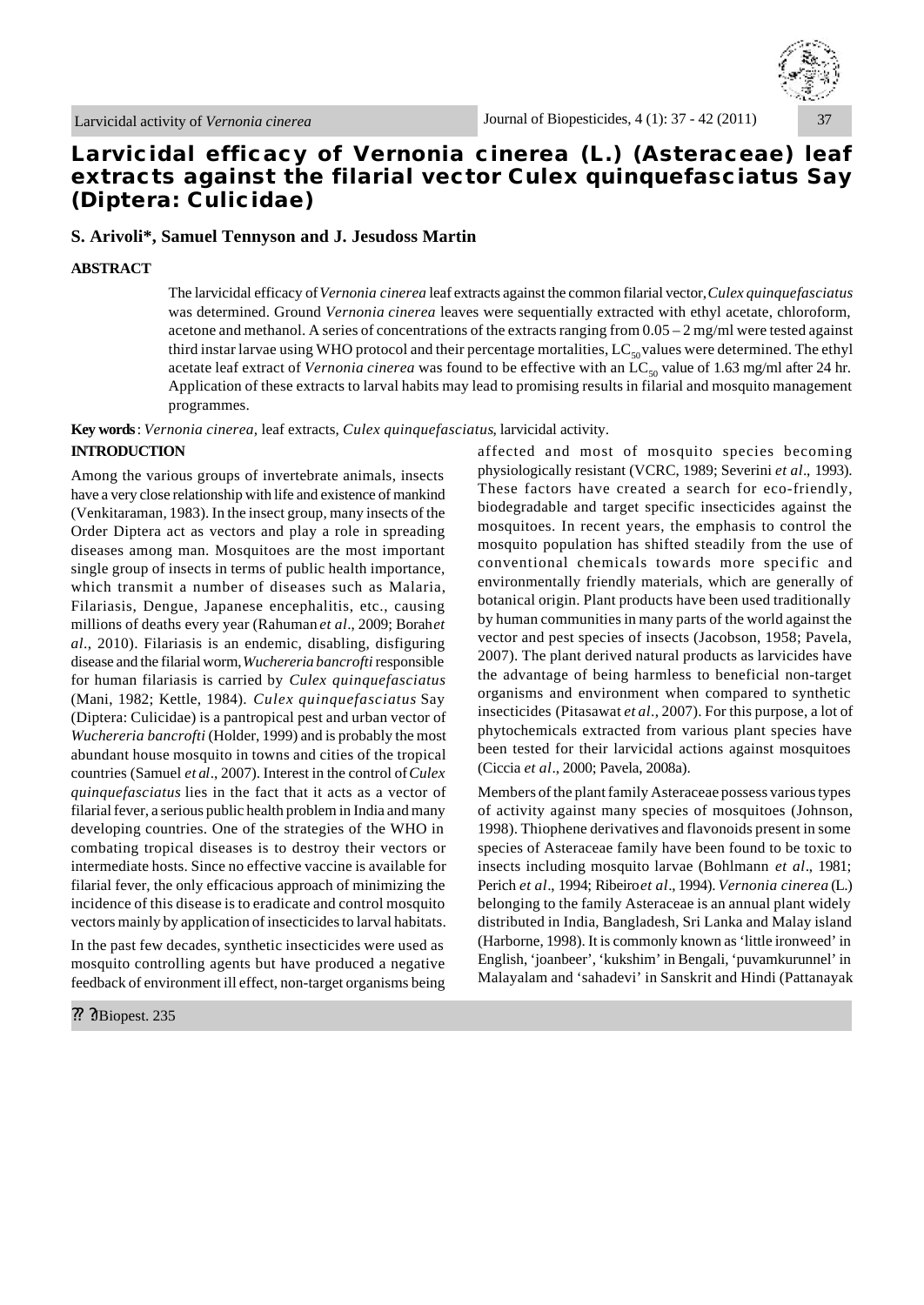# Larvicidal efficacy of Vernonia cinerea (L.) (Asteraceae) leaf extracts against the filarial vector Culex quinquefasciatus Say (Diptera: Culicidae)

**S. Arivoli*, Samuel Tennyson and J. Jesudoss Martin**

## ABSTRACT

The larvicidal efficacy of *Vernonia cinerea* leaf extracts against the common filarial vector, *Culex quinquefasciatus* was determined. Ground *Vernonia cinerea* leaves were sequentially extracted with ethyl acetate, chloroform, acetone and methanol. A series of concentrations of the extracts ranging from 0.05 – 2 mg/ml were tested against third instar larvae using WHO protocol and their percentage mortalities, $LC_{50}$ values were determined. The ethyl acetate leaf extract of *Vernonia cinerea* was found to be effective with an $LC_{50}$ value of 1.63 mg/ml after 24 hr. Application of these extracts to larval habits may lead to promising results in filarial and mosquito management programmes.

**Key words**: *Vernonia cinerea,* leaf extracts, *Culex quinquefasciatus*, larvicidal activity.

## INTRODUCTION

Among the various groups of invertebrate animals, insects have a very close relationship with life and existence of mankind (Venkitaraman, 1983). In the insect group, many insects of the Order Diptera act as vectors and play a role in spreading diseases among man. Mosquitoes are the most important single group of insects in terms of public health importance, which transmit a number of diseases such as Malaria, Filariasis, Dengue, Japanese encephalitis, etc., causing millions of deaths every year (Rahuman *et al*., 2009; Borah *et al*., 2010). Filariasis is an endemic, disabling, disfiguring disease and the filarial worm, *Wuchereria bancrofti* responsible for human filariasis is carried by *Culex quinquefasciatus* (Mani, 1982; Kettle, 1984). *Culex quinquefasciatus* Say (Diptera: Culicidae) is a pantropical pest and urban vector of *Wuchereria bancrofti* (Holder, 1999) and is probably the most abundant house mosquito in towns and cities of the tropical countries (Samuel *et al*., 2007). Interest in the control of *Culex quinquefasciatus* lies in the fact that it acts as a vector of filarial fever, a serious public health problem in India and many developing countries. One of the strategies of the WHO in combating tropical diseases is to destroy their vectors or intermediate hosts. Since no effective vaccine is available for filarial fever, the only efficacious approach of minimizing the incidence of this disease is to eradicate and control mosquito vectors mainly by application of insecticides to larval habitats.

In the past few decades, synthetic insecticides were used as mosquito controlling agents but have produced a negative feedback of environment ill effect, non-target organisms being affected and most of mosquito species becoming physiologically resistant (VCRC, 1989; Severini *et al*., 1993). These factors have created a search for eco-friendly, biodegradable and target specific insecticides against the mosquitoes. In recent years, the emphasis to control the mosquito population has shifted steadily from the use of conventional chemicals towards more specific and environmentally friendly materials, which are generally of botanical origin. Plant products have been used traditionally by human communities in many parts of the world against the vector and pest species of insects (Jacobson, 1958; Pavela, 2007). The plant derived natural products as larvicides have the advantage of being harmless to beneficial non-target organisms and environment when compared to synthetic insecticides (Pitasawat *et al*., 2007). For this purpose, a lot of phytochemicals extracted from various plant species have been tested for their larvicidal actions against mosquitoes (Ciccia *et al*., 2000; Pavela, 2008a).

Members of the plant family Asteraceae possess various types of activity against many species of mosquitoes (Johnson, 1998). Thiophene derivatives and flavonoids present in some species of Asteraceae family have been found to be toxic to insects including mosquito larvae (Bohlmann *et al*., 1981; Perich *et al*., 1994; Ribeiro *et al*., 1994). *Vernonia cinerea* (L.) belonging to the family Asteraceae is an annual plant widely distributed in India, Bangladesh, Sri Lanka and Malay island (Harborne, 1998). It is commonly known as 'little ironweed' in English, 'joanbeer', 'kukshim' in Bengali, 'puvamkurunnel' in Malayalam and 'sahadevi' in Sanskrit and Hindi (Pattanayak

?? ?Biopest. 235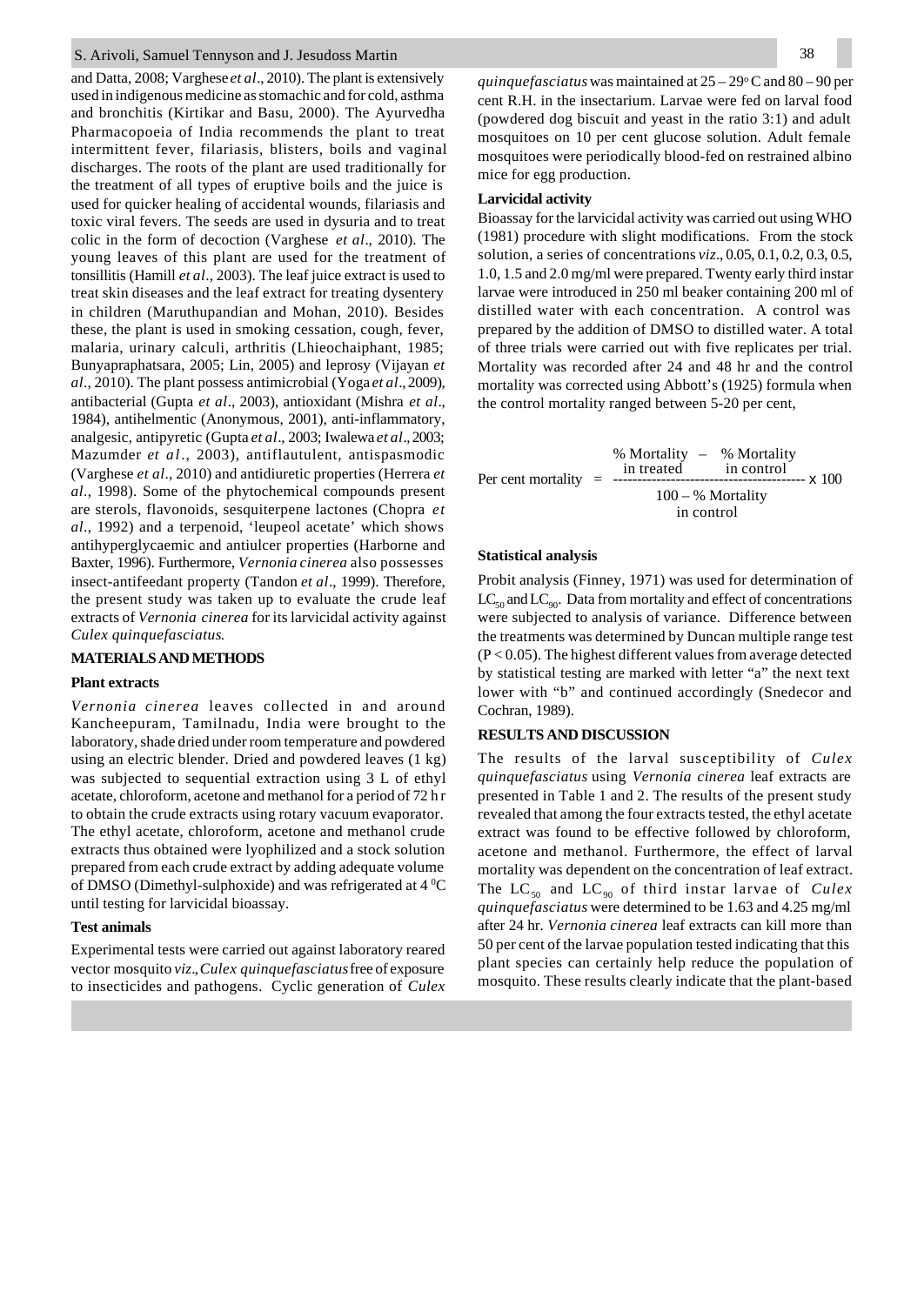and Datta, 2008; Varghese *et al*., 2010). The plant is extensively used in indigenous medicine as stomachic and for cold, asthma and bronchitis (Kirtikar and Basu, 2000). The Ayurvedha Pharmacopoeia of India recommends the plant to treat intermittent fever, filariasis, blisters, boils and vaginal discharges. The roots of the plant are used traditionally for the treatment of all types of eruptive boils and the juice is used for quicker healing of accidental wounds, filariasis and toxic viral fevers. The seeds are used in dysuria and to treat colic in the form of decoction (Varghese *et al*., 2010). The young leaves of this plant are used for the treatment of tonsillitis (Hamill *et al*., 2003). The leaf juice extract is used to treat skin diseases and the leaf extract for treating dysentery in children (Maruthupandian and Mohan, 2010). Besides these, the plant is used in smoking cessation, cough, fever, malaria, urinary calculi, arthritis (Lhieochaiphant, 1985; Bunyapraphatsara, 2005; Lin, 2005) and leprosy (Vijayan *et al*., 2010). The plant possess antimicrobial (Yoga *et al*., 2009), antibacterial (Gupta *et al*., 2003), antioxidant (Mishra *et al*., 1984), antihelmentic (Anonymous, 2001), anti-inflammatory, analgesic, antipyretic (Gupta *et al*., 2003; Iwalewa *et al*., 2003; Mazumder *et al*., 2003), antiflautulent, antispasmodic (Varghese *et al*., 2010) and antidiuretic properties (Herrera *et al*., 1998). Some of the phytochemical compounds present are sterols, flavonoids, sesquiterpene lactones (Chopra *et al*., 1992) and a terpenoid, 'leupeol acetate' which shows antihyperglycaemic and antiulcer properties (Harborne and Baxter, 1996). Furthermore, *Vernonia cinerea* also possesses insect-antifeedant property (Tandon *et al*., 1999). Therefore, the present study was taken up to evaluate the crude leaf extracts of *Vernonia cinerea* for its larvicidal activity against *Culex quinquefasciatus*.

## MATERIALS AND METHODS

### Plant extracts

*Vernonia cinerea* leaves collected in and around Kancheepuram, Tamilnadu, India were brought to the laboratory, shade dried under room temperature and powdered using an electric blender. Dried and powdered leaves (1 kg) was subjected to sequential extraction using 3 L of ethyl acetate, chloroform, acetone and methanol for a period of 72 hr to obtain the crude extracts using rotary vacuum evaporator. The ethyl acetate, chloroform, acetone and methanol crude extracts thus obtained were lyophilized and a stock solution prepared from each crude extract by adding adequate volume of DMSO (Dimethyl-sulphoxide) and was refrigerated at 4 $^0$C until testing for larvicidal bioassay.

### Test animals

Experimental tests were carried out against laboratory reared vector mosquito *viz*., *Culex quinquefasciatus* free of exposure to insecticides and pathogens. Cyclic generation of *Culex quinquefasciatus* was maintained at 25 – 29$^o$ C and 80 – 90 per cent R.H. in the insectarium. Larvae were fed on larval food (powdered dog biscuit and yeast in the ratio 3:1) and adult mosquitoes on 10 per cent glucose solution. Adult female mosquitoes were periodically blood-fed on restrained albino mice for egg production.

### Larvicidal activity

Bioassay for the larvicidal activity was carried out using WHO (1981) procedure with slight modifications. From the stock solution, a series of concentrations *viz*., 0.05, 0.1, 0.2, 0.3, 0.5, 1.0, 1.5 and 2.0 mg/ml were prepared. Twenty early third instar larvae were introduced in 250 ml beaker containing 200 ml of distilled water with each concentration. A control was prepared by the addition of DMSO to distilled water. A total of three trials were carried out with five replicates per trial. Mortality was recorded after 24 and 48 hr and the control mortality was corrected using Abbott's (1925) formula when the control mortality ranged between 5-20 per cent,

$$\text{Per cent mortality} = \frac{\text{\% Mortality in treated} - \text{\% Mortality in control}}{100 - \text{\% Mortality in control}} \times 100$$

### Statistical analysis

Probit analysis (Finney, 1971) was used for determination of $LC_{50}$ and $LC_{90}$. Data from mortality and effect of concentrations were subjected to analysis of variance. Difference between the treatments was determined by Duncan multiple range test ($P < 0.05$). The highest different values from average detected by statistical testing are marked with letter "a" the next text lower with "b" and continued accordingly (Snedecor and Cochran, 1989).

## RESULTS AND DISCUSSION

The results of the larval susceptibility of *Culex quinquefasciatus* using *Vernonia cinerea* leaf extracts are presented in Table 1 and 2. The results of the present study revealed that among the four extracts tested, the ethyl acetate extract was found to be effective followed by chloroform, acetone and methanol. Furthermore, the effect of larval mortality was dependent on the concentration of leaf extract. The $LC_{50}$ and $LC_{90}$ of third instar larvae of *Culex quinquefasciatus* were determined to be 1.63 and 4.25 mg/ml after 24 hr. *Vernonia cinerea* leaf extracts can kill more than 50 per cent of the larvae population tested indicating that this plant species can certainly help reduce the population of mosquito. These results clearly indicate that the plant-based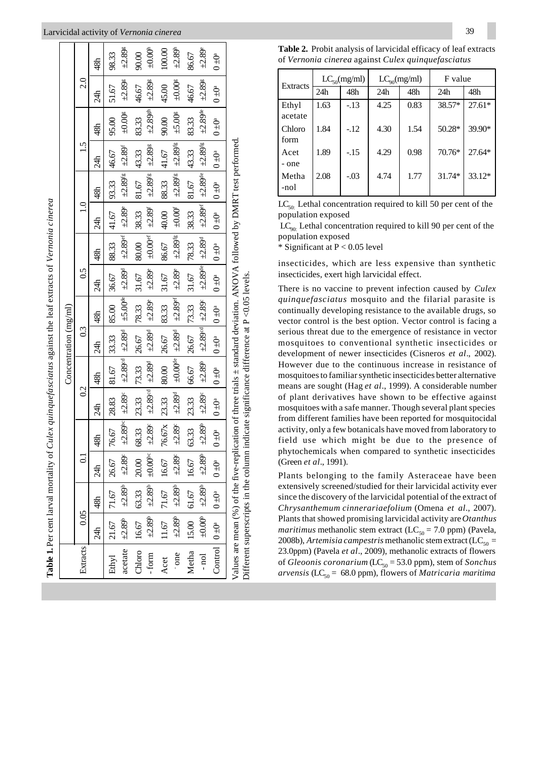**Table 1.** Per cent larval mortality of *Culex quinquefasciatus* against the leaf extracts of *Vernonia cinerea*

| Extracts | Concentration (mg/ml) | | | | | | | | | | | | | |
|---|---|---|---|---|---|---|---|---|---|---|---|---|---|---|
| | 0.05 | | 0.1 | | 0.2 | | 0.3 | | 0.5 | | 1.0 | | 1.5 | | 2.0 | |
| | 24h | 48h | 24h | 48h | 24h | 48h | 24h | 48h | 24h | 48h | 24h | 48h | 24h | 48h | 24h | 48h |
| Ethyl acetate | 21.67 ±2.89[b] | 71.67 ±2.89[b] | 26.67 ±2.89[c] | 76.67 ±2.89[bc] | 28.83 ±2.89[c] | 81.67 ±2.89[cd] | 33.33 ±2.89[d] | 85.00 ±5.00[de] | 36.67 ±2.89[d] | 88.33 ±2.89[ef] | 41.67 ±2.89[e] | 93.33 ±2.89[fg] | 46.67 ±2.89[f] | 95.00 ±0.00[g] | 51.67 ±2.89[g] | 98.33 ±2.89[g] |
| Chloro-form | 16.67 ±2.89[b] | 63.33 ±2.89[b] | 20.00 ±0.00[bc] | 68.33 ±2.89[c] | 23.33 ±2.89[cd] | 73.33 ±2.89[d] | 26.67 ±2.89[d] | 78.33 ±2.89[e] | 31.67 ±2.89[e] | 80.00 ±0.00[ef] | 38.33 ±2.89[f] | 81.67 ±2.89[fg] | 43.33 ±2.89[g] | 83.33 ±2.89[gh] | 46.67 ±2.89[g] | 90.00 ±0.00[h] |
| Acet-one | 11.67 ±2.89[b] | 71.67 ±2.89[b] | 16.67 ±2.89[c] | 76.67x ±2.89[c] | 23.33 ±2.89[d] | 80.00 ±0.00[de] | 26.67 ±2.89[d] | 83.33 ±2.89[ef] | 31.67 ±2.89[e] | 86.67 ±2.89[fg] | 40.00 ±0.00[f] | 88.33 ±2.89[fg] | 41.67 ±2.89[fg] | 90.00 ±5.00[g] | 45.00 ±0.00[g] | 100.00 ±2.89[h] |
| Metha-nol | 15.00 ±0.00[b] | 61.67 ±2.89[b] | 16.67 ±2.89[b] | 63.33 ±2.89[b] | 23.33 ±2.89[c] | 66.67 ±2.89[b] | 26.67 ±2.89[cd] | 73.33 ±2.89[c] | 31.67 ±2.89[de] | 78.33 ±2.89[d] | 38.33 ±2.89[ef] | 81.67 ±2.89[de] | 43.33 ±2.89[fg] | 83.33 ±2.89[de] | 46.67 ±2.89[g] | 86.67 ±2.89[e] |
| Control | 0 ±0[a] | 0 ±0[a] | 0 ±0[a] | 0 ±0[a] | 0 ±0[a] | 0 ±0[a] | 0 ±0[a] | 0 ±0[a] | 0 ±0[a] | 0 ±0[a] | 0 ±0[a] | 0 ±0[a] | 0 ±0[a] | 0 ±0[a] | 0 ±0[a] | 0 ±0[a] |

Values are mean (%) of the five-replication of three trials ± standard deviation. ANOVA followed by DMRT test performed. Different superscripts in the column indicate significance difference at P <0.05 levels.

**Table 2.** Probit analysis of larvicidal efficacy of leaf extracts of *Vernonia cinerea* against *Culex quinquefasciatus*

| Extracts | $LC_{50}$(mg/ml) | | $LC_{90}$(mg/ml) | | F value | |
|---|---|---|---|---|---|---|
| | 24h | 48h | 24h | 48h | 24h | 48h |
| Ethyl acetate | 1.63 | -.13 | 4.25 | 0.83 | 38.57* | 27.61* |
| Chloro form | 1.84 | -.12 | 4.30 | 1.54 | 50.28* | 39.90* |
| Acet - one | 1.89 | -.15 | 4.29 | 0.98 | 70.76* | 27.64* |
| Metha -nol | 2.08 | -.03 | 4.74 | 1.77 | 31.74* | 33.12* |

$LC_{50}$: Lethal concentration required to kill 50 per cent of the population exposed

$LC_{90}$: Lethal concentration required to kill 90 per cent of the population exposed

\* Significant at $P < 0.05$ level

insecticides, which are less expensive than synthetic insecticides, exert high larvicidal effect.

There is no vaccine to prevent infection caused by *Culex quinquefasciatus* mosquito and the filarial parasite is continually developing resistance to the available drugs, so vector control is the best option. Vector control is facing a serious threat due to the emergence of resistance in vector mosquitoes to conventional synthetic insecticides or development of newer insecticides (Cisneros *et al*., 2002). However due to the continuous increase in resistance of mosquitoes to familiar synthetic insecticides better alternative means are sought (Hag *et al*., 1999). A considerable number of plant derivatives have shown to be effective against mosquitoes with a safe manner. Though several plant species from different families have been reported for mosquitocidal activity, only a few botanicals have moved from laboratory to field use which might be due to the presence of phytochemicals when compared to synthetic insecticides (Green *et al*., 1991).

Plants belonging to the family Asteraceae have been extensively screened/studied for their larvicidal activity ever since the discovery of the larvicidal potential of the extract of *Chrysanthemum cinnerariaefolium* (Omena *et al*., 2007). Plants that showed promising larvicidal activity are *Otanthus maritimus* methanolic stem extract ($LC_{50}$ = 7.0 ppm) (Pavela, 2008b), *Artemisia campestris* methanolic stem extract ($LC_{50}$ = 23.0ppm) (Pavela *et al*., 2009), methanolic extracts of flowers of *Gleoonis coronarium* ($LC_{50}$ = 53.0 ppm), stem of *Sonchus arvensis* ($LC_{50}$ = 68.0 ppm), flowers of *Matricaria maritima*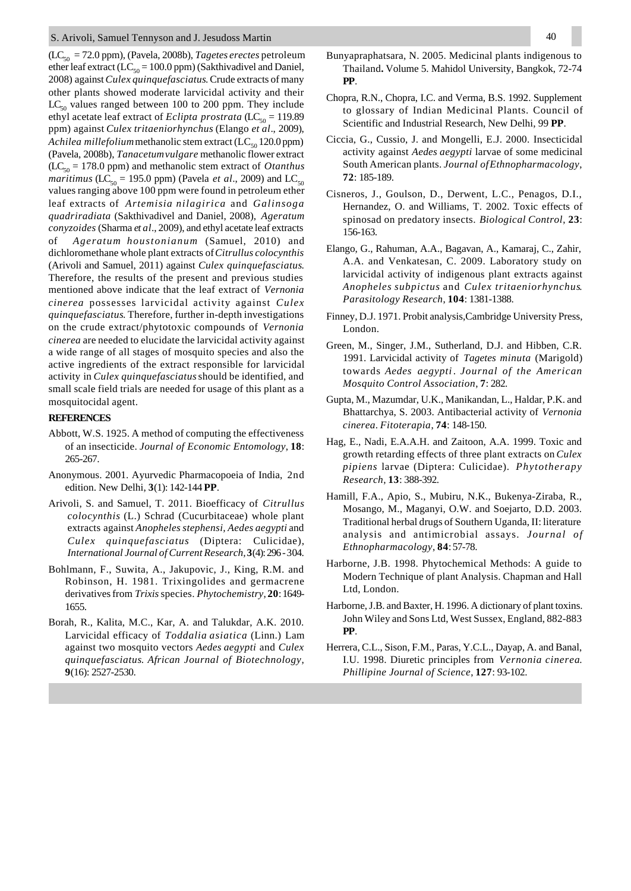($LC_{50}$ = 72.0 ppm), (Pavela, 2008b), *Tagetes erectes* petroleum ether leaf extract ($LC_{50}$ = 100.0 ppm) (Sakthivadivel and Daniel, 2008) against *Culex quinquefasciatus*. Crude extracts of many other plants showed moderate larvicidal activity and their $LC_{50}$ values ranged between 100 to 200 ppm. They include ethyl acetate leaf extract of *Eclipta prostrata* ($LC_{50}$ = 119.89 ppm) against *Culex tritaeniorhynchus* (Elango *et al*., 2009), *Achilea millefolium* methanolic stem extract ($LC_{50}$ 120.0 ppm) (Pavela, 2008b), *Tanacetum vulgare* methanolic flower extract ($LC_{50}$ = 178.0 ppm) and methanolic stem extract of *Otanthus maritimus* ($LC_{50}$ = 195.0 ppm) (Pavela *et al*., 2009) and $LC_{50}$ values ranging above 100 ppm were found in petroleum ether leaf extracts of *Artemisia nilagirica* and *Galinsoga quadriradiata* (Sakthivadivel and Daniel, 2008), *Ageratum conyzoides* (Sharma *et al*., 2009), and ethyl acetate leaf extracts of *Ageratum houstonianum* (Samuel, 2010) and dichloromethane whole plant extracts of *Citrullus colocynthis* (Arivoli and Samuel, 2011) against *Culex quinquefasciatus*. Therefore, the results of the present and previous studies mentioned above indicate that the leaf extract of *Vernonia cinerea* possesses larvicidal activity against *Culex quinquefasciatus*. Therefore, further in-depth investigations on the crude extract/phytotoxic compounds of *Vernonia cinerea* are needed to elucidate the larvicidal activity against a wide range of all stages of mosquito species and also the active ingredients of the extract responsible for larvicidal activity in *Culex quinquefasciatus* should be identified, and small scale field trials are needed for usage of this plant as a mosquitocidal agent.

## REFERENCES

Abbott, W.S. 1925. A method of computing the effectiveness of an insecticide. *Journal of Economic Entomology*, **18**: 265-267.

Anonymous. 2001. Ayurvedic Pharmacopoeia of India, 2nd edition. New Delhi, **3**(1): 142-144 **PP**.

Arivoli, S. and Samuel, T. 2011. Bioefficacy of *Citrullus colocynthis* (L.) Schrad (Cucurbitaceae) whole plant extracts against *Anopheles stephensi, Aedes aegypti* and *Culex quinquefasciatus* (Diptera: Culicidae), *International Journal of Current Research*, **3**(4): 296 - 304.

Bohlmann, F., Suwita, A., Jakupovic, J., King, R.M. and Robinson, H. 1981. Trixingolides and germacrene derivatives from *Trixis* species. *Phytochemistry*, **20**: 1649-1655.

Borah, R., Kalita, M.C., Kar, A. and Talukdar, A.K. 2010. Larvicidal efficacy of *Toddalia asiatica* (Linn.) Lam against two mosquito vectors *Aedes aegypti* and *Culex quinquefasciatus*. *African Journal of Biotechnology*, **9**(16): 2527-2530.

Bunyapraphatsara, N. 2005. Medicinal plants indigenous to Thailand**.** Volume 5. Mahidol University, Bangkok, 72-74 **PP**.

Chopra, R.N., Chopra, I.C. and Verma, B.S. 1992. Supplement to glossary of Indian Medicinal Plants. Council of Scientific and Industrial Research, New Delhi, 99 **PP**.

Ciccia, G., Cussio, J. and Mongelli, E.J. 2000. Insecticidal activity against *Aedes aegypti* larvae of some medicinal South American plants. *Journal of Ethnopharmacology*, **72**: 185-189.

Cisneros, J., Goulson, D., Derwent, L.C., Penagos, D.I., Hernandez, O. and Williams, T. 2002. Toxic effects of spinosad on predatory insects. *Biological Control*, **23**: 156-163.

Elango, G., Rahuman, A.A., Bagavan, A., Kamaraj, C., Zahir, A.A. and Venkatesan, C. 2009. Laboratory study on larvicidal activity of indigenous plant extracts against *Anopheles subpictus* and *Culex tritaeniorhynchus*. *Parasitology Research*, **104**: 1381-1388.

Finney, D.J. 1971. Probit analysis,Cambridge University Press, London.

Green, M., Singer, J.M., Sutherland, D.J. and Hibben, C.R. 1991. Larvicidal activity of *Tagetes minuta* (Marigold) towards *Aedes aegypti*. *Journal of the American Mosquito Control Association*, **7**: 282.

Gupta, M., Mazumdar, U.K., Manikandan, L., Haldar, P.K. and Bhattarchya, S. 2003. Antibacterial activity of *Vernonia cinerea*. *Fitoterapia*, **74**: 148-150.

Hag, E., Nadi, E.A.A.H. and Zaitoon, A.A. 1999. Toxic and growth retarding effects of three plant extracts on *Culex pipiens* larvae (Diptera: Culicidae). *Phytotherapy Research*, **13**: 388-392.

Hamill, F.A., Apio, S., Mubiru, N.K., Bukenya-Ziraba, R., Mosango, M., Maganyi, O.W. and Soejarto, D.D. 2003. Traditional herbal drugs of Southern Uganda, II: literature analysis and antimicrobial assays. *Journal of Ethnopharmacology*, **84**: 57-78.

Harborne, J.B. 1998. Phytochemical Methods: A guide to Modern Technique of plant Analysis. Chapman and Hall Ltd, London.

Harborne, J.B. and Baxter, H. 1996. A dictionary of plant toxins. John Wiley and Sons Ltd, West Sussex, England, 882-883 **PP**.

Herrera, C.L., Sison, F.M., Paras, Y.C.L., Dayap, A. and Banal, I.U. 1998. Diuretic principles from *Vernonia cinerea*. *Phillipine Journal of Science*, **127**: 93-102.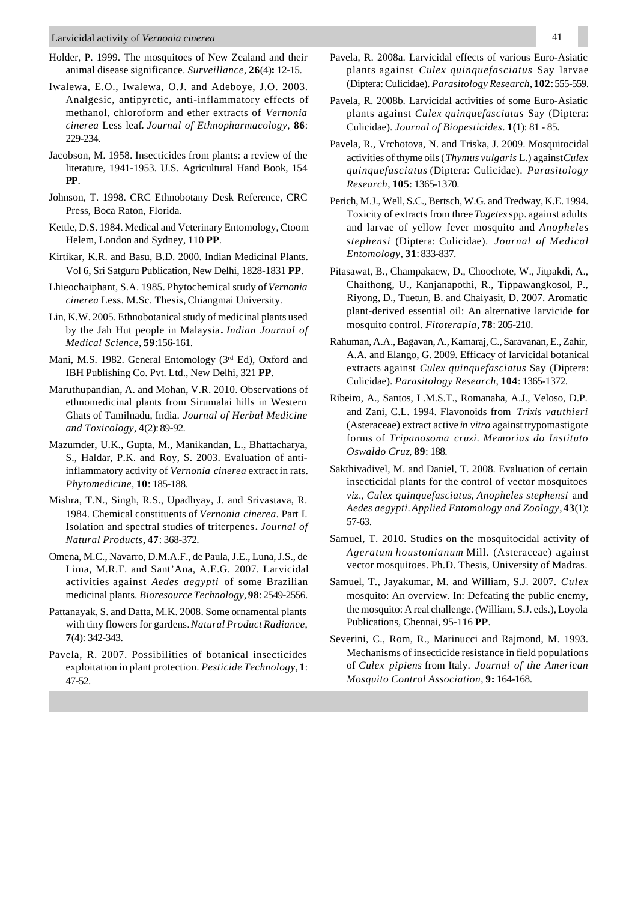Holder, P. 1999. The mosquitoes of New Zealand and their animal disease significance. *Surveillance*, **26**(4)**:** 12-15.

Iwalewa, E.O., Iwalewa, O.J. and Adeboye, J.O. 2003. Analgesic, antipyretic, anti-inflammatory effects of methanol, chloroform and ether extracts of *Vernonia cinerea* Less leaf*. Journal of Ethnopharmacology*, **86**: 229-234.

Jacobson, M. 1958. Insecticides from plants: a review of the literature, 1941-1953. U.S. Agricultural Hand Book, 154 **PP**.

Johnson, T. 1998. CRC Ethnobotany Desk Reference, CRC Press, Boca Raton, Florida.

Kettle, D.S. 1984. Medical and Veterinary Entomology, Ctoom Helem, London and Sydney, 110 **PP**.

Kirtikar, K.R. and Basu, B.D. 2000. Indian Medicinal Plants. Vol 6, Sri Satguru Publication, New Delhi, 1828-1831 **PP**.

Lhieochaiphant, S.A. 1985. Phytochemical study of *Vernonia cinerea* Less. M.Sc. Thesis, Chiangmai University.

Lin, K.W. 2005. Ethnobotanical study of medicinal plants used by the Jah Hut people in Malaysia**.** *Indian Journal of Medical Science*, **59**:156-161.

Mani, M.S. 1982. General Entomology (3rd Ed), Oxford and IBH Publishing Co. Pvt. Ltd., New Delhi, 321 **PP**.

Maruthupandian, A. and Mohan, V.R. 2010. Observations of ethnomedicinal plants from Sirumalai hills in Western Ghats of Tamilnadu, India. *Journal of Herbal Medicine and Toxicology*, **4**(2): 89-92.

Mazumder, U.K., Gupta, M., Manikandan, L., Bhattacharya, S., Haldar, P.K. and Roy, S. 2003. Evaluation of anti-inflammatory activity of *Vernonia cinerea* extract in rats. *Phytomedicine*, **10**: 185-188.

Mishra, T.N., Singh, R.S., Upadhyay, J. and Srivastava, R. 1984. Chemical constituents of *Vernonia cinerea*. Part I. Isolation and spectral studies of triterpenes**.** *Journal of Natural Products*, **47**: 368-372.

Omena, M.C., Navarro, D.M.A.F., de Paula, J.E., Luna, J.S., de Lima, M.R.F. and Sant'Ana, A.E.G. 2007. Larvicidal activities against *Aedes aegypti* of some Brazilian medicinal plants. *Bioresource Technology*, **98**: 2549-2556.

Pattanayak, S. and Datta, M.K. 2008. Some ornamental plants with tiny flowers for gardens. *Natural Product Radiance*, **7**(4): 342-343.

Pavela, R. 2007. Possibilities of botanical insecticides exploitation in plant protection. *Pesticide Technology*, **1**: 47-52.

Pavela, R. 2008a. Larvicidal effects of various Euro-Asiatic plants against *Culex quinquefasciatus* Say larvae (Diptera: Culicidae). *Parasitology Research*, **102**: 555-559.

Pavela, R. 2008b. Larvicidal activities of some Euro-Asiatic plants against *Culex quinquefasciatus* Say (Diptera: Culicidae). *Journal of Biopesticides*. **1**(1): 81 - 85.

Pavela, R., Vrchotova, N. and Triska, J. 2009. Mosquitocidal activities of thyme oils (*Thymus vulgaris* L.) against *Culex quinquefasciatus* (Diptera: Culicidae). *Parasitology Research*, **105**: 1365-1370.

Perich, M.J., Well, S.C., Bertsch, W.G. and Tredway, K.E. 1994. Toxicity of extracts from three *Tagetes* spp. against adults and larvae of yellow fever mosquito and *Anopheles stephensi* (Diptera: Culicidae). *Journal of Medical Entomology*, **31**: 833-837.

Pitasawat, B., Champakaew, D., Choochote, W., Jitpakdi, A., Chaithong, U., Kanjanapothi, R., Tippawangkosol, P., Riyong, D., Tuetun, B. and Chaiyasit, D. 2007. Aromatic plant-derived essential oil: An alternative larvicide for mosquito control. *Fitoterapia*, **78**: 205-210.

Rahuman, A.A., Bagavan, A., Kamaraj, C., Saravanan, E., Zahir, A.A. and Elango, G. 2009. Efficacy of larvicidal botanical extracts against *Culex quinquefasciatus* Say (Diptera: Culicidae). *Parasitology Research*, **104**: 1365-1372.

Ribeiro, A., Santos, L.M.S.T., Romanaha, A.J., Veloso, D.P. and Zani, C.L. 1994. Flavonoids from *Trixis vauthieri* (Asteraceae) extract active *in vitro* against trypomastigote forms of *Tripanosoma cruzi*. *Memorias do Instituto Oswaldo Cruz*, **89**: 188.

Sakthivadivel, M. and Daniel, T. 2008. Evaluation of certain insecticidal plants for the control of vector mosquitoes *viz*., *Culex quinquefasciatus*, *Anopheles stephensi* and *Aedes aegypti*. *Applied Entomology and Zoology*, **43**(1): 57-63.

Samuel, T. 2010. Studies on the mosquitocidal activity of *Ageratum houstonianum* Mill. (Asteraceae) against vector mosquitoes. Ph.D. Thesis, University of Madras.

Samuel, T., Jayakumar, M. and William, S.J. 2007. *Culex* mosquito: An overview. In: Defeating the public enemy, the mosquito: A real challenge. (William, S.J. eds.), Loyola Publications, Chennai, 95-116 **PP**.

Severini, C., Rom, R., Marinucci and Rajmond, M. 1993. Mechanisms of insecticide resistance in field populations of *Culex pipiens* from Italy. *Journal of the American Mosquito Control Association*, **9:** 164-168.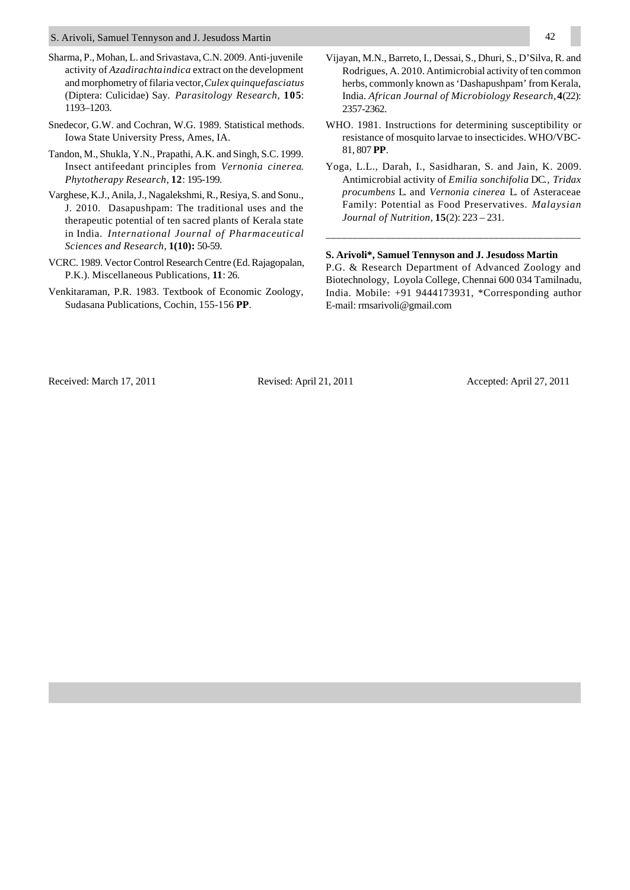Sharma, P., Mohan, L. and Srivastava, C.N. 2009. Anti-juvenile activity of *Azadirachta indica* extract on the development and morphometry of filaria vector, *Culex quinquefasciatus* (Diptera: Culicidae) Say. *Parasitology Research*, **105**: 1193–1203.

Snedecor, G.W. and Cochran, W.G. 1989. Statistical methods. Iowa State University Press, Ames, IA.

Tandon, M., Shukla, Y.N., Prapathi, A.K. and Singh, S.C. 1999. Insect antifeedant principles from *Vernonia cinerea*. *Phytotherapy Research*, **12**: 195-199.

Varghese, K.J., Anila, J., Nagalekshmi, R., Resiya, S. and Sonu., J. 2010. Dasapushpam: The traditional uses and the therapeutic potential of ten sacred plants of Kerala state in India. *International Journal of Pharmaceutical Sciences and Research*, **1(10):** 50-59.

VCRC. 1989. Vector Control Research Centre (Ed. Rajagopalan, P.K.). Miscellaneous Publications, **11**: 26.

Venkitaraman, P.R. 1983. Textbook of Economic Zoology, Sudasana Publications, Cochin, 155-156 **PP**.

Vijayan, M.N., Barreto, I., Dessai, S., Dhuri, S., D'Silva, R. and Rodrigues, A. 2010. Antimicrobial activity of ten common herbs, commonly known as 'Dashapushpam' from Kerala, India. *African Journal of Microbiology Research*, **4**(22): 2357-2362.

WHO. 1981. Instructions for determining susceptibility or resistance of mosquito larvae to insecticides. WHO/VBC-81, 807 **PP**.

Yoga, L.L., Darah, I., Sasidharan, S. and Jain, K. 2009. Antimicrobial activity of *Emilia sonchifolia* DC., *Tridax procumbens* L. and *Vernonia cinerea* L. of Asteraceae Family: Potential as Food Preservatives. *Malaysian Journal of Nutrition*, **15**(2): 223 – 231.

---

**S. Arivoli\*, Samuel Tennyson and J. Jesudoss Martin**

P.G. & Research Department of Advanced Zoology and Biotechnology, Loyola College, Chennai 600 034 Tamilnadu, India. Mobile: +91 9444173931, \*Corresponding author E-mail: rmsarivoli@gmail.com

Received: March 17, 2011 Revised: April 21, 2011 Accepted: April 27, 2011